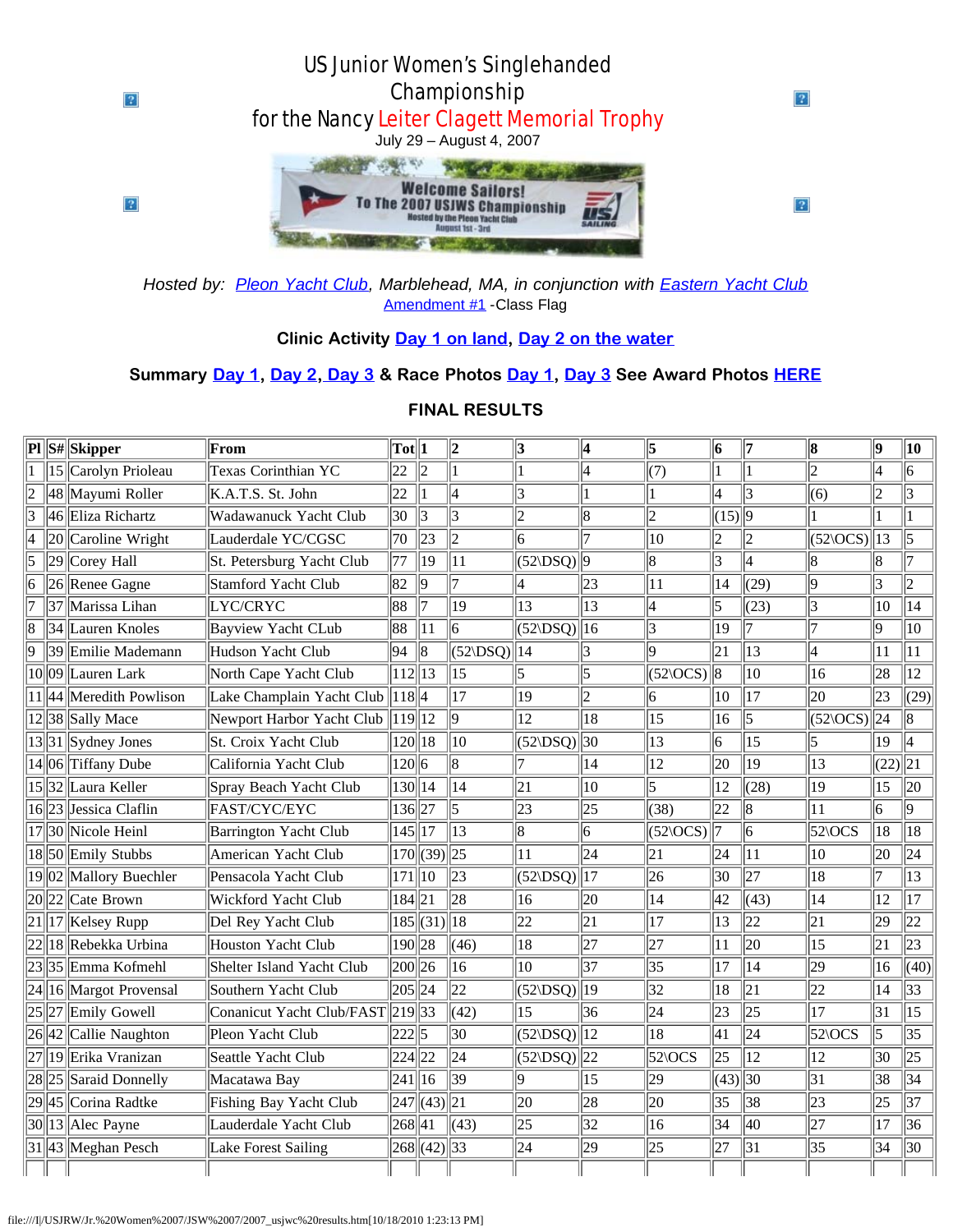# US Junior Women's Singlehanded Championship

## for the Nancy Leiter Clagett Memorial Trophy

July 29 – August 4, 2007

*Hosted by: Pleon Yacht Club, Marblehead, MA, in conjunction with Eastern Yacht Club*

Amendment #1 -Class Flag

**Clinic Activity Day 1 on land, Day 2 on the water**

**Summary Day 1, Day 2, Day 3 & Race Photos Day 1, Day 3 See Award Photos HERE**

**FINAL RESULTS**

| Pl | S# | Skipper | From | Tot | 1 | 2 | 3 | 4 | 5 | 6 | 7 | 8 | 9 | 10 |
|---|---|---|---|---|---|---|---|---|---|---|---|---|---|---|
| 1 | 15 | Carolyn Prioleau | Texas Corinthian YC | 22 | 2 | 1 | 1 | 4 | (7) | 1 | 1 | 2 | 4 | 6 |
| 2 | 48 | Mayumi Roller | K.A.T.S. St. John | 22 | 1 | 4 | 3 | 1 | 1 | 4 | 3 | (6) | 2 | 3 |
| 3 | 46 | Eliza Richartz | Wadawanuck Yacht Club | 30 | 3 | 3 | 2 | 8 | 2 | (15) | 9 | 1 | 1 | 1 |
| 4 | 20 | Caroline Wright | Lauderdale YC/CGSC | 70 | 23 | 2 | 6 | 7 | 10 | 2 | 2 | (52\OCS) | 13 | 5 |
| 5 | 29 | Corey Hall | St. Petersburg Yacht Club | 77 | 19 | 11 | (52\DSQ) | 9 | 8 | 3 | 4 | 8 | 8 | 7 |
| 6 | 26 | Renee Gagne | Stamford Yacht Club | 82 | 9 | 7 | 4 | 23 | 11 | 14 | (29) | 9 | 3 | 2 |
| 7 | 37 | Marissa Lihan | LYC/CRYC | 88 | 7 | 19 | 13 | 13 | 4 | 5 | (23) | 3 | 10 | 14 |
| 8 | 34 | Lauren Knoles | Bayview Yacht CLub | 88 | 11 | 6 | (52\DSQ) | 16 | 3 | 19 | 7 | 7 | 9 | 10 |
| 9 | 39 | Emilie Mademann | Hudson Yacht Club | 94 | 8 | (52\DSQ) | 14 | 3 | 9 | 21 | 13 | 4 | 11 | 11 |
| 10 | 09 | Lauren Lark | North Cape Yacht Club | 112 | 13 | 15 | 5 | 5 | (52\OCS) | 8 | 10 | 16 | 28 | 12 |
| 11 | 44 | Meredith Powlison | Lake Champlain Yacht Club | 118 | 4 | 17 | 19 | 2 | 6 | 10 | 17 | 20 | 23 | (29) |
| 12 | 38 | Sally Mace | Newport Harbor Yacht Club | 119 | 12 | 9 | 12 | 18 | 15 | 16 | 5 | (52\OCS) | 24 | 8 |
| 13 | 31 | Sydney Jones | St. Croix Yacht Club | 120 | 18 | 10 | (52\DSQ) | 30 | 13 | 6 | 15 | 5 | 19 | 4 |
| 14 | 06 | Tiffany Dube | California Yacht Club | 120 | 6 | 8 | 7 | 14 | 12 | 20 | 19 | 13 | (22) | 21 |
| 15 | 32 | Laura Keller | Spray Beach Yacht Club | 130 | 14 | 14 | 21 | 10 | 5 | 12 | (28) | 19 | 15 | 20 |
| 16 | 23 | Jessica Claflin | FAST/CYC/EYC | 136 | 27 | 5 | 23 | 25 | (38) | 22 | 8 | 11 | 6 | 9 |
| 17 | 30 | Nicole Heinl | Barrington Yacht Club | 145 | 17 | 13 | 8 | 6 | (52\OCS) | 7 | 6 | 52\OCS | 18 | 18 |
| 18 | 50 | Emily Stubbs | American Yacht Club | 170 | (39) | 25 | 11 | 24 | 21 | 24 | 11 | 10 | 20 | 24 |
| 19 | 02 | Mallory Buechler | Pensacola Yacht Club | 171 | 10 | 23 | (52\DSQ) | 17 | 26 | 30 | 27 | 18 | 7 | 13 |
| 20 | 22 | Cate Brown | Wickford Yacht Club | 184 | 21 | 28 | 16 | 20 | 14 | 42 | (43) | 14 | 12 | 17 |
| 21 | 17 | Kelsey Rupp | Del Rey Yacht Club | 185 | (31) | 18 | 22 | 21 | 17 | 13 | 22 | 21 | 29 | 22 |
| 22 | 18 | Rebekka Urbina | Houston Yacht Club | 190 | 28 | (46) | 18 | 27 | 27 | 11 | 20 | 15 | 21 | 23 |
| 23 | 35 | Emma Kofmehl | Shelter Island Yacht Club | 200 | 26 | 16 | 10 | 37 | 35 | 17 | 14 | 29 | 16 | (40) |
| 24 | 16 | Margot Provensal | Southern Yacht Club | 205 | 24 | 22 | (52\DSQ) | 19 | 32 | 18 | 21 | 22 | 14 | 33 |
| 25 | 27 | Emily Gowell | Conanicut Yacht Club/FAST | 219 | 33 | (42) | 15 | 36 | 24 | 23 | 25 | 17 | 31 | 15 |
| 26 | 42 | Callie Naughton | Pleon Yacht Club | 222 | 5 | 30 | (52\DSQ) | 12 | 18 | 41 | 24 | 52\OCS | 5 | 35 |
| 27 | 19 | Erika Vranizan | Seattle Yacht Club | 224 | 22 | 24 | (52\DSQ) | 22 | 52\OCS | 25 | 12 | 12 | 30 | 25 |
| 28 | 25 | Saraid Donnelly | Macatawa Bay | 241 | 16 | 39 | 9 | 15 | 29 | (43) | 30 | 31 | 38 | 34 |
| 29 | 45 | Corina Radtke | Fishing Bay Yacht Club | 247 | (43) | 21 | 20 | 28 | 20 | 35 | 38 | 23 | 25 | 37 |
| 30 | 13 | Alec Payne | Lauderdale Yacht Club | 268 | 41 | (43) | 25 | 32 | 16 | 34 | 40 | 27 | 17 | 36 |
| 31 | 43 | Meghan Pesch | Lake Forest Sailing | 268 | (42) | 33 | 24 | 29 | 25 | 27 | 31 | 35 | 34 | 30 |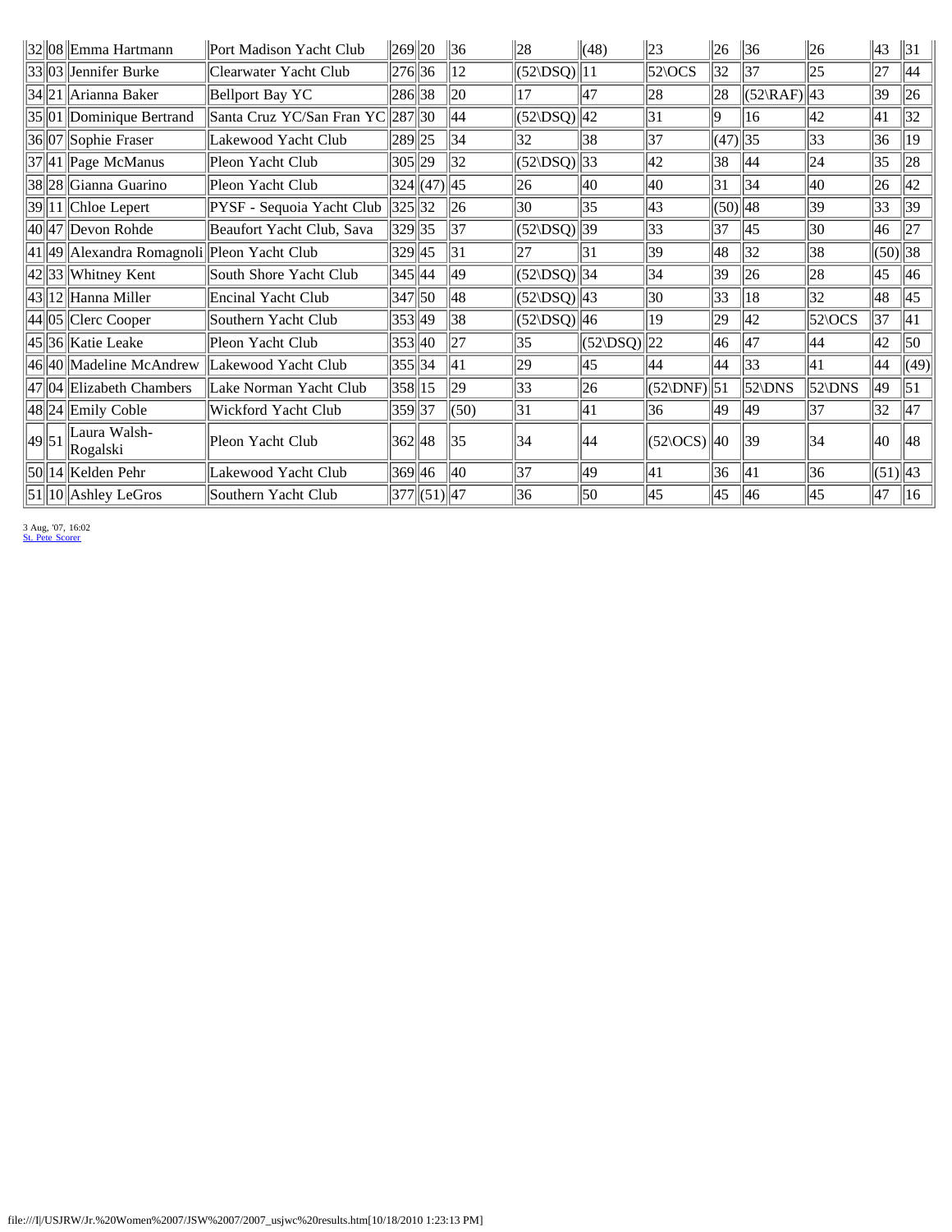| | | | | | | | | | | | | | | | |
|---|---|---|---|---|---|---|---|---|---|---|---|---|---|---|---|
| 32 | 08 | Emma Hartmann | Port Madison Yacht Club | 269 | 20 | 36 | 28 | (48) | 23 | 26 | 36 | 26 | 43 | 31 |
| 33 | 03 | Jennifer Burke | Clearwater Yacht Club | 276 | 36 | 12 | (52\DSQ) | 11 | 52\OCS | 32 | 37 | 25 | 27 | 44 |
| 34 | 21 | Arianna Baker | Bellport Bay YC | 286 | 38 | 20 | 17 | 47 | 28 | 28 | (52\RAF) | 43 | 39 | 26 |
| 35 | 01 | Dominique Bertrand | Santa Cruz YC/San Fran YC | 287 | 30 | 44 | (52\DSQ) | 42 | 31 | 9 | 16 | 42 | 41 | 32 |
| 36 | 07 | Sophie Fraser | Lakewood Yacht Club | 289 | 25 | 34 | 32 | 38 | 37 | (47) | 35 | 33 | 36 | 19 |
| 37 | 41 | Page McManus | Pleon Yacht Club | 305 | 29 | 32 | (52\DSQ) | 33 | 42 | 38 | 44 | 24 | 35 | 28 |
| 38 | 28 | Gianna Guarino | Pleon Yacht Club | 324 | (47) | 45 | 26 | 40 | 40 | 31 | 34 | 40 | 26 | 42 |
| 39 | 11 | Chloe Lepert | PYSF - Sequoia Yacht Club | 325 | 32 | 26 | 30 | 35 | 43 | (50) | 48 | 39 | 33 | 39 |
| 40 | 47 | Devon Rohde | Beaufort Yacht Club, Sava | 329 | 35 | 37 | (52\DSQ) | 39 | 33 | 37 | 45 | 30 | 46 | 27 |
| 41 | 49 | Alexandra Romagnoli | Pleon Yacht Club | 329 | 45 | 31 | 27 | 31 | 39 | 48 | 32 | 38 | (50) | 38 |
| 42 | 33 | Whitney Kent | South Shore Yacht Club | 345 | 44 | 49 | (52\DSQ) | 34 | 34 | 39 | 26 | 28 | 45 | 46 |
| 43 | 12 | Hanna Miller | Encinal Yacht Club | 347 | 50 | 48 | (52\DSQ) | 43 | 30 | 33 | 18 | 32 | 48 | 45 |
| 44 | 05 | Clerc Cooper | Southern Yacht Club | 353 | 49 | 38 | (52\DSQ) | 46 | 19 | 29 | 42 | 52\OCS | 37 | 41 |
| 45 | 36 | Katie Leake | Pleon Yacht Club | 353 | 40 | 27 | 35 | (52\DSQ) | 22 | 46 | 47 | 44 | 42 | 50 |
| 46 | 40 | Madeline McAndrew | Lakewood Yacht Club | 355 | 34 | 41 | 29 | 45 | 44 | 44 | 33 | 41 | 44 | (49) |
| 47 | 04 | Elizabeth Chambers | Lake Norman Yacht Club | 358 | 15 | 29 | 33 | 26 | (52\DNF) | 51 | 52\DNS | 52\DNS | 49 | 51 |
| 48 | 24 | Emily Coble | Wickford Yacht Club | 359 | 37 | (50) | 31 | 41 | 36 | 49 | 49 | 37 | 32 | 47 |
| 49 | 51 | Laura Walsh-Rogalski | Pleon Yacht Club | 362 | 48 | 35 | 34 | 44 | (52\OCS) | 40 | 39 | 34 | 40 | 48 |
| 50 | 14 | Kelden Pehr | Lakewood Yacht Club | 369 | 46 | 40 | 37 | 49 | 41 | 36 | 41 | 36 | (51) | 43 |
| 51 | 10 | Ashley LeGros | Southern Yacht Club | 377 | (51) | 47 | 36 | 50 | 45 | 45 | 46 | 45 | 47 | 16 |

3 Aug, '07, 16:02
St. Pete Scorer